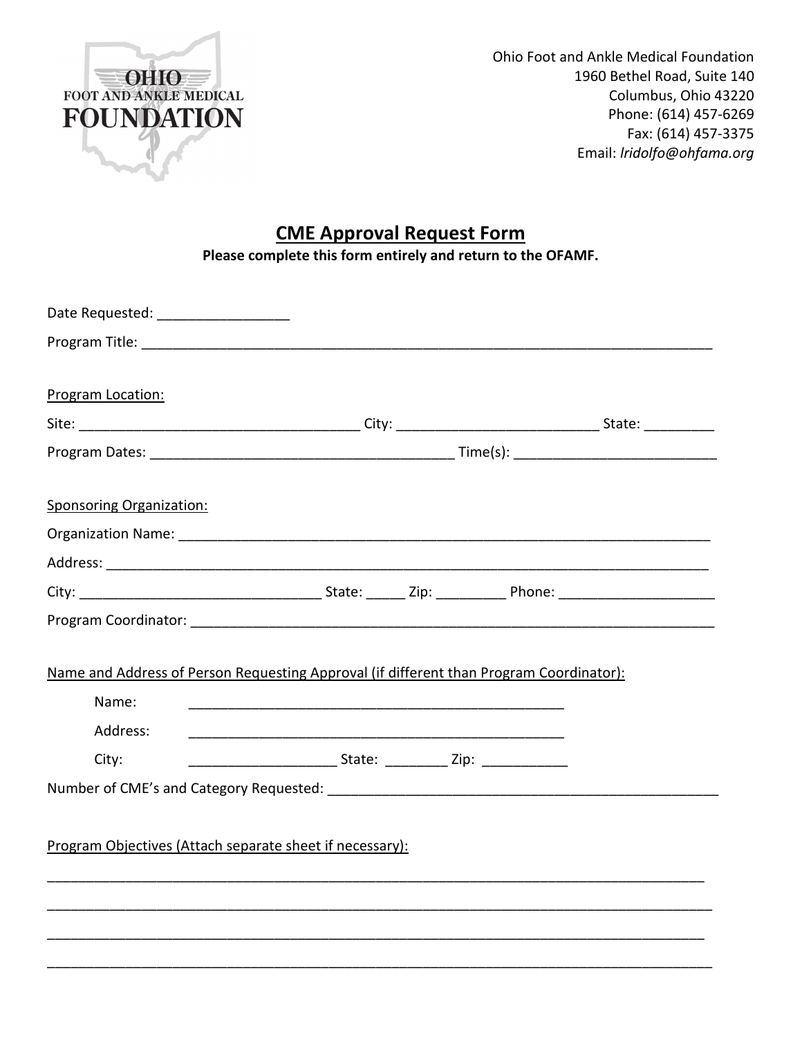OHIO FOOT AND ANKLE MEDICAL FOUNDATION

Ohio Foot and Ankle Medical Foundation
1960 Bethel Road, Suite 140
Columbus, Ohio 43220
Phone: (614) 457-6269
Fax: (614) 457-3375
Email: *lridolfo@ohfama.org*

# CME Approval Request Form

**Please complete this form entirely and return to the OFAMF.**

Date Requested: _________________

Program Title: ________________________________________________________________________________

Program Location:

Site: ____________________________________ City: __________________________ State: _________

Program Dates: ________________________________________ Time(s): __________________________

Sponsoring Organization:

Organization Name: ________________________________________________________________________

Address: ______________________________________________________________________________

City: _______________________________ State: _____ Zip: _________ Phone: ____________________

Program Coordinator: _______________________________________________________________________

Name and Address of Person Requesting Approval (if different than Program Coordinator):

Name: __________________________________________________

Address: __________________________________________________

City: ___________________ State: ________ Zip: ___________

Number of CME's and Category Requested: ____________________________________________________

Program Objectives (Attach separate sheet if necessary):

_____________________________________________________________________________________________

_____________________________________________________________________________________________

_____________________________________________________________________________________________

_____________________________________________________________________________________________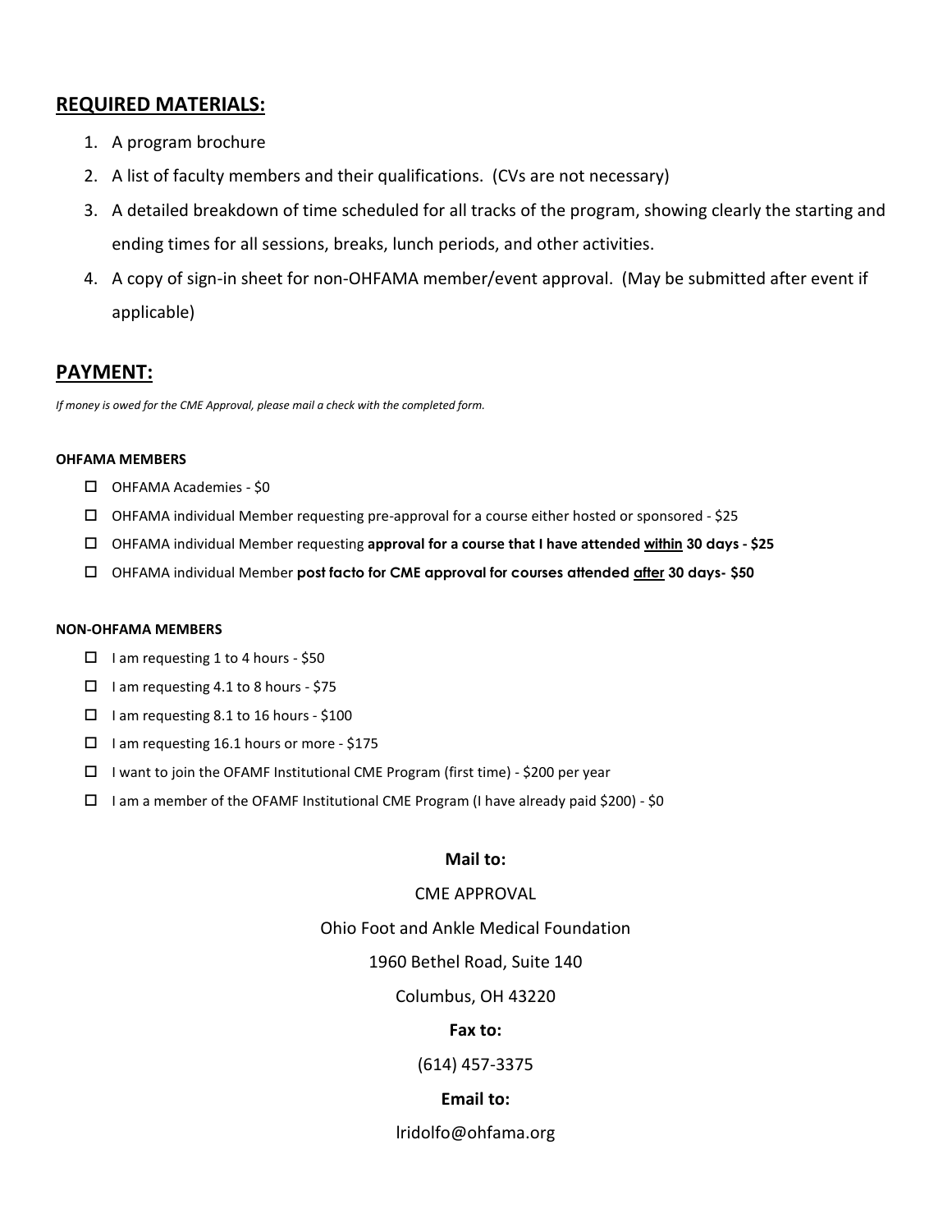## REQUIRED MATERIALS:

1. A program brochure
2. A list of faculty members and their qualifications. (CVs are not necessary)
3. A detailed breakdown of time scheduled for all tracks of the program, showing clearly the starting and ending times for all sessions, breaks, lunch periods, and other activities.
4. A copy of sign-in sheet for non-OHFAMA member/event approval. (May be submitted after event if applicable)

## PAYMENT:

*If money is owed for the CME Approval, please mail a check with the completed form.*

**OHFAMA MEMBERS**

- ☐ OHFAMA Academies - $0
- ☐ OHFAMA individual Member requesting pre-approval for a course either hosted or sponsored - $25
- ☐ OHFAMA individual Member requesting **approval for a course that I have attended <u>within</u> 30 days - $25**
- ☐ OHFAMA individual Member **post facto for CME approval for courses attended <u>after</u> 30 days- $50**

**NON-OHFAMA MEMBERS**

- ☐ I am requesting 1 to 4 hours - $50
- ☐ I am requesting 4.1 to 8 hours - $75
- ☐ I am requesting 8.1 to 16 hours - $100
- ☐ I am requesting 16.1 hours or more - $175
- ☐ I want to join the OFAMF Institutional CME Program (first time) - $200 per year
- ☐ I am a member of the OFAMF Institutional CME Program (I have already paid $200) - $0

**Mail to:**

CME APPROVAL

Ohio Foot and Ankle Medical Foundation

1960 Bethel Road, Suite 140

Columbus, OH 43220

**Fax to:**

(614) 457-3375

**Email to:**

lridolfo@ohfama.org